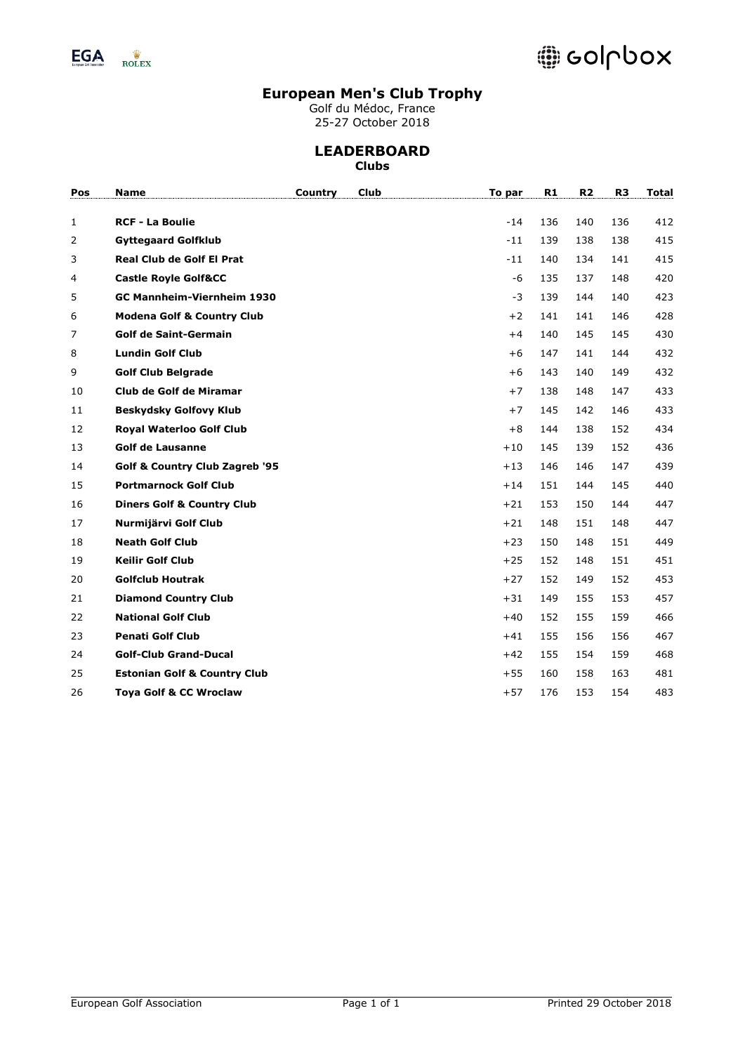# European Men's Club Trophy

Golf du Médoc, France
25-27 October 2018

## LEADERBOARD

### Clubs

| Pos | Name | Country | Club | To par | R1 | R2 | R3 | Total |
|---|---|---|---|---|---|---|---|---|
| 1 | **RCF - La Boulie** | | | -14 | 136 | 140 | 136 | 412 |
| 2 | **Gyttegaard Golfklub** | | | -11 | 139 | 138 | 138 | 415 |
| 3 | **Real Club de Golf El Prat** | | | -11 | 140 | 134 | 141 | 415 |
| 4 | **Castle Royle Golf&CC** | | | -6 | 135 | 137 | 148 | 420 |
| 5 | **GC Mannheim-Viernheim 1930** | | | -3 | 139 | 144 | 140 | 423 |
| 6 | **Modena Golf & Country Club** | | | +2 | 141 | 141 | 146 | 428 |
| 7 | **Golf de Saint-Germain** | | | +4 | 140 | 145 | 145 | 430 |
| 8 | **Lundin Golf Club** | | | +6 | 147 | 141 | 144 | 432 |
| 9 | **Golf Club Belgrade** | | | +6 | 143 | 140 | 149 | 432 |
| 10 | **Club de Golf de Miramar** | | | +7 | 138 | 148 | 147 | 433 |
| 11 | **Beskydsky Golfovy Klub** | | | +7 | 145 | 142 | 146 | 433 |
| 12 | **Royal Waterloo Golf Club** | | | +8 | 144 | 138 | 152 | 434 |
| 13 | **Golf de Lausanne** | | | +10 | 145 | 139 | 152 | 436 |
| 14 | **Golf & Country Club Zagreb '95** | | | +13 | 146 | 146 | 147 | 439 |
| 15 | **Portmarnock Golf Club** | | | +14 | 151 | 144 | 145 | 440 |
| 16 | **Diners Golf & Country Club** | | | +21 | 153 | 150 | 144 | 447 |
| 17 | **Nurmijärvi Golf Club** | | | +21 | 148 | 151 | 148 | 447 |
| 18 | **Neath Golf Club** | | | +23 | 150 | 148 | 151 | 449 |
| 19 | **Keilir Golf Club** | | | +25 | 152 | 148 | 151 | 451 |
| 20 | **Golfclub Houtrak** | | | +27 | 152 | 149 | 152 | 453 |
| 21 | **Diamond Country Club** | | | +31 | 149 | 155 | 153 | 457 |
| 22 | **National Golf Club** | | | +40 | 152 | 155 | 159 | 466 |
| 23 | **Penati Golf Club** | | | +41 | 155 | 156 | 156 | 467 |
| 24 | **Golf-Club Grand-Ducal** | | | +42 | 155 | 154 | 159 | 468 |
| 25 | **Estonian Golf & Country Club** | | | +55 | 160 | 158 | 163 | 481 |
| 26 | **Toya Golf & CC Wroclaw** | | | +57 | 176 | 153 | 154 | 483 |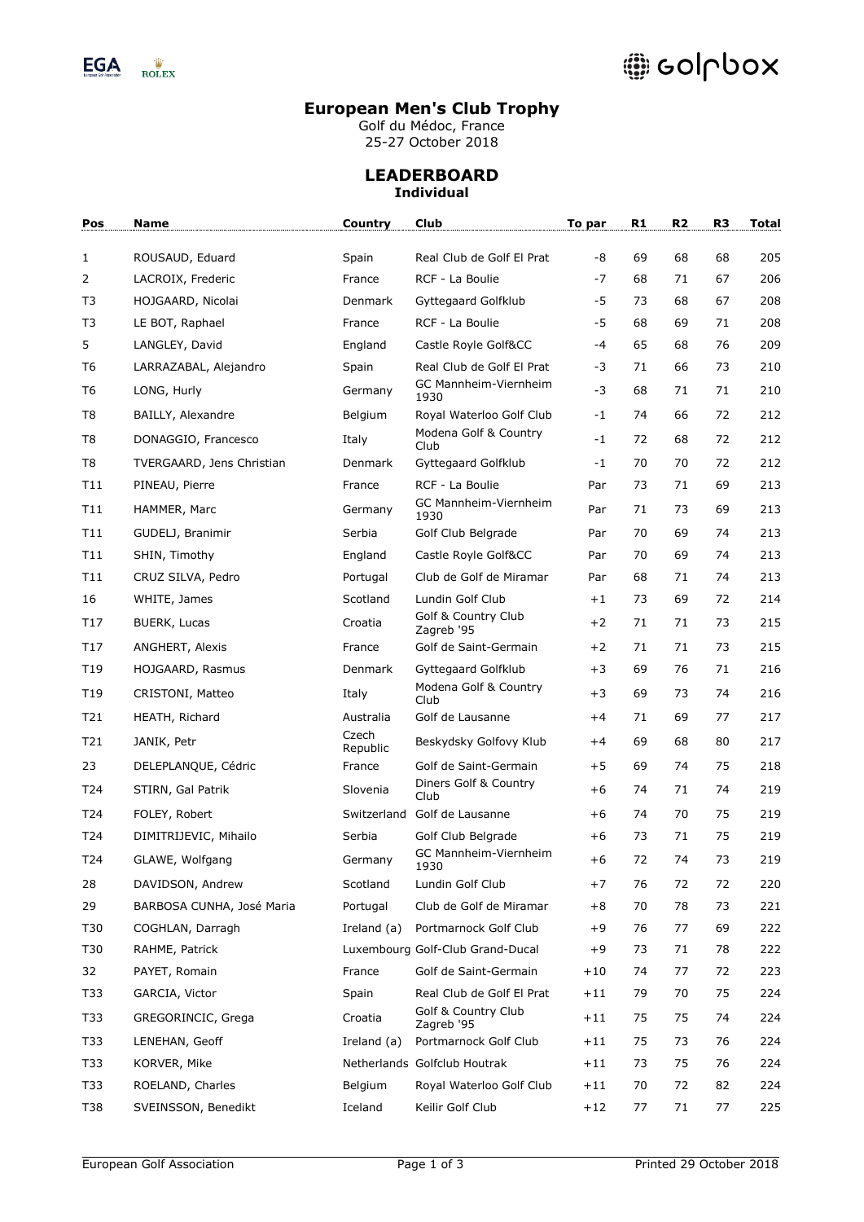# European Men's Club Trophy

Golf du Médoc, France
25-27 October 2018

## LEADERBOARD

### Individual

| Pos | Name | Country | Club | To par | R1 | R2 | R3 | Total |
|---|---|---|---|---|---|---|---|---|
| 1 | ROUSAUD, Eduard | Spain | Real Club de Golf El Prat | -8 | 69 | 68 | 68 | 205 |
| 2 | LACROIX, Frederic | France | RCF - La Boulie | -7 | 68 | 71 | 67 | 206 |
| T3 | HOJGAARD, Nicolai | Denmark | Gyttegaard Golfklub | -5 | 73 | 68 | 67 | 208 |
| T3 | LE BOT, Raphael | France | RCF - La Boulie | -5 | 68 | 69 | 71 | 208 |
| 5 | LANGLEY, David | England | Castle Royle Golf&CC | -4 | 65 | 68 | 76 | 209 |
| T6 | LARRAZABAL, Alejandro | Spain | Real Club de Golf El Prat | -3 | 71 | 66 | 73 | 210 |
| T6 | LONG, Hurly | Germany | GC Mannheim-Viernheim 1930 | -3 | 68 | 71 | 71 | 210 |
| T8 | BAILLY, Alexandre | Belgium | Royal Waterloo Golf Club | -1 | 74 | 66 | 72 | 212 |
| T8 | DONAGGIO, Francesco | Italy | Modena Golf & Country Club | -1 | 72 | 68 | 72 | 212 |
| T8 | TVERGAARD, Jens Christian | Denmark | Gyttegaard Golfklub | -1 | 70 | 70 | 72 | 212 |
| T11 | PINEAU, Pierre | France | RCF - La Boulie | Par | 73 | 71 | 69 | 213 |
| T11 | HAMMER, Marc | Germany | GC Mannheim-Viernheim 1930 | Par | 71 | 73 | 69 | 213 |
| T11 | GUDELJ, Branimir | Serbia | Golf Club Belgrade | Par | 70 | 69 | 74 | 213 |
| T11 | SHIN, Timothy | England | Castle Royle Golf&CC | Par | 70 | 69 | 74 | 213 |
| T11 | CRUZ SILVA, Pedro | Portugal | Club de Golf de Miramar | Par | 68 | 71 | 74 | 213 |
| 16 | WHITE, James | Scotland | Lundin Golf Club | +1 | 73 | 69 | 72 | 214 |
| T17 | BUERK, Lucas | Croatia | Golf & Country Club Zagreb '95 | +2 | 71 | 71 | 73 | 215 |
| T17 | ANGHERT, Alexis | France | Golf de Saint-Germain | +2 | 71 | 71 | 73 | 215 |
| T19 | HOJGAARD, Rasmus | Denmark | Gyttegaard Golfklub | +3 | 69 | 76 | 71 | 216 |
| T19 | CRISTONI, Matteo | Italy | Modena Golf & Country Club | +3 | 69 | 73 | 74 | 216 |
| T21 | HEATH, Richard | Australia | Golf de Lausanne | +4 | 71 | 69 | 77 | 217 |
| T21 | JANIK, Petr | Czech Republic | Beskydsky Golfovy Klub | +4 | 69 | 68 | 80 | 217 |
| 23 | DELEPLANQUE, Cédric | France | Golf de Saint-Germain | +5 | 69 | 74 | 75 | 218 |
| T24 | STIRN, Gal Patrik | Slovenia | Diners Golf & Country Club | +6 | 74 | 71 | 74 | 219 |
| T24 | FOLEY, Robert | Switzerland | Golf de Lausanne | +6 | 74 | 70 | 75 | 219 |
| T24 | DIMITRIJEVIC, Mihailo | Serbia | Golf Club Belgrade | +6 | 73 | 71 | 75 | 219 |
| T24 | GLAWE, Wolfgang | Germany | GC Mannheim-Viernheim 1930 | +6 | 72 | 74 | 73 | 219 |
| 28 | DAVIDSON, Andrew | Scotland | Lundin Golf Club | +7 | 76 | 72 | 72 | 220 |
| 29 | BARBOSA CUNHA, José Maria | Portugal | Club de Golf de Miramar | +8 | 70 | 78 | 73 | 221 |
| T30 | COGHLAN, Darragh | Ireland (a) | Portmarnock Golf Club | +9 | 76 | 77 | 69 | 222 |
| T30 | RAHME, Patrick | Luxembourg | Golf-Club Grand-Ducal | +9 | 73 | 71 | 78 | 222 |
| 32 | PAYET, Romain | France | Golf de Saint-Germain | +10 | 74 | 77 | 72 | 223 |
| T33 | GARCIA, Victor | Spain | Real Club de Golf El Prat | +11 | 79 | 70 | 75 | 224 |
| T33 | GREGORINCIC, Grega | Croatia | Golf & Country Club Zagreb '95 | +11 | 75 | 75 | 74 | 224 |
| T33 | LENEHAN, Geoff | Ireland (a) | Portmarnock Golf Club | +11 | 75 | 73 | 76 | 224 |
| T33 | KORVER, Mike | Netherlands | Golfclub Houtrak | +11 | 73 | 75 | 76 | 224 |
| T33 | ROELAND, Charles | Belgium | Royal Waterloo Golf Club | +11 | 70 | 72 | 82 | 224 |
| T38 | SVEINSSON, Benedikt | Iceland | Keilir Golf Club | +12 | 77 | 71 | 77 | 225 |

European Golf Association — Printed 29 October 2018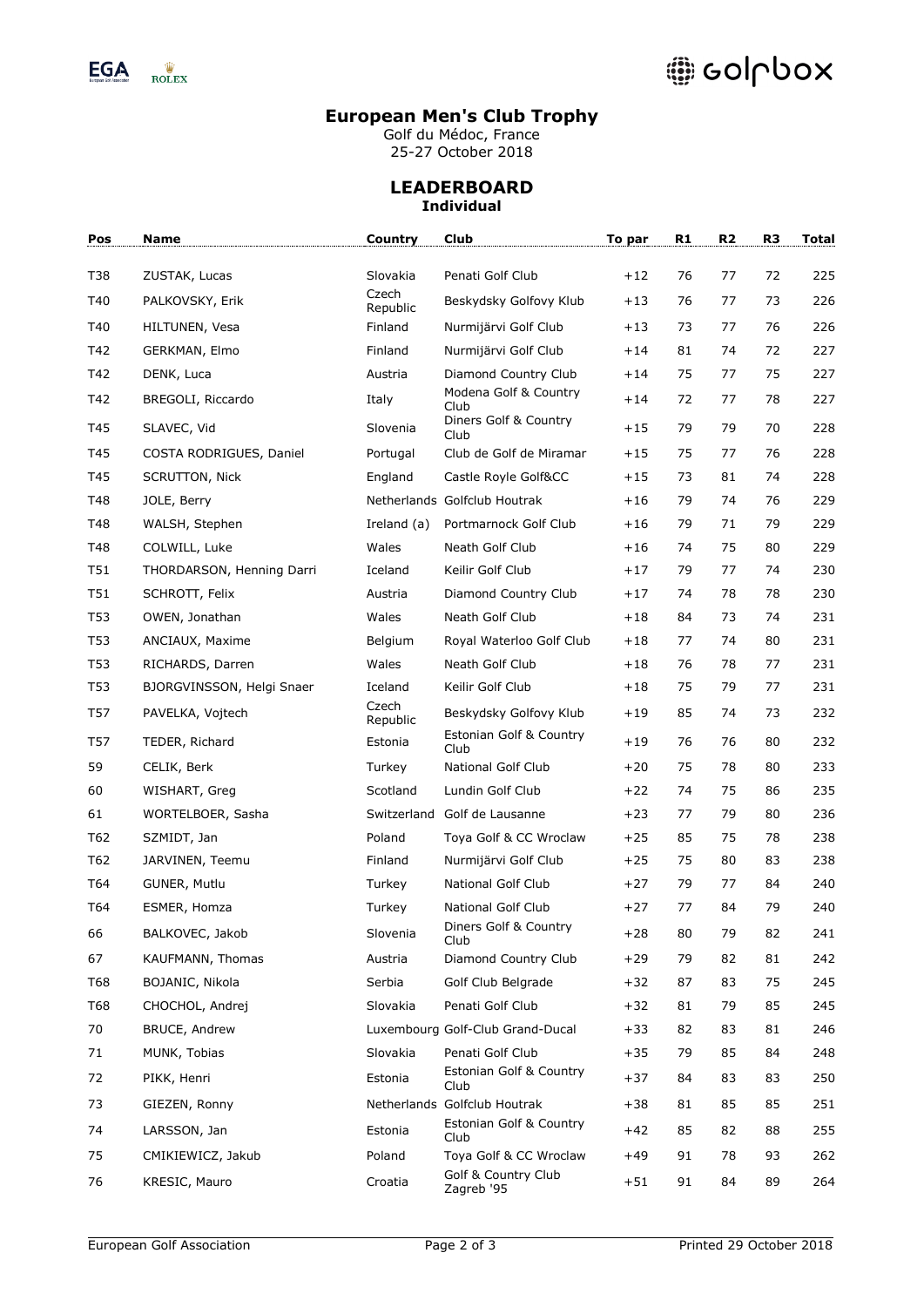# European Men's Club Trophy

Golf du Médoc, France
25-27 October 2018

## LEADERBOARD

**Individual**

| Pos | Name | Country | Club | To par | R1 | R2 | R3 | Total |
|---|---|---|---|---|---|---|---|---|
| T38 | ZUSTAK, Lucas | Slovakia | Penati Golf Club | +12 | 76 | 77 | 72 | 225 |
| T40 | PALKOVSKY, Erik | Czech Republic | Beskydsky Golfovy Klub | +13 | 76 | 77 | 73 | 226 |
| T40 | HILTUNEN, Vesa | Finland | Nurmijärvi Golf Club | +13 | 73 | 77 | 76 | 226 |
| T42 | GERKMAN, Elmo | Finland | Nurmijärvi Golf Club | +14 | 81 | 74 | 72 | 227 |
| T42 | DENK, Luca | Austria | Diamond Country Club | +14 | 75 | 77 | 75 | 227 |
| T42 | BREGOLI, Riccardo | Italy | Modena Golf & Country Club | +14 | 72 | 77 | 78 | 227 |
| T45 | SLAVEC, Vid | Slovenia | Diners Golf & Country Club | +15 | 79 | 79 | 70 | 228 |
| T45 | COSTA RODRIGUES, Daniel | Portugal | Club de Golf de Miramar | +15 | 75 | 77 | 76 | 228 |
| T45 | SCRUTTON, Nick | England | Castle Royle Golf&CC | +15 | 73 | 81 | 74 | 228 |
| T48 | JOLE, Berry | Netherlands | Golfclub Houtrak | +16 | 79 | 74 | 76 | 229 |
| T48 | WALSH, Stephen | Ireland (a) | Portmarnock Golf Club | +16 | 79 | 71 | 79 | 229 |
| T48 | COLWILL, Luke | Wales | Neath Golf Club | +16 | 74 | 75 | 80 | 229 |
| T51 | THORDARSON, Henning Darri | Iceland | Keilir Golf Club | +17 | 79 | 77 | 74 | 230 |
| T51 | SCHROTT, Felix | Austria | Diamond Country Club | +17 | 74 | 78 | 78 | 230 |
| T53 | OWEN, Jonathan | Wales | Neath Golf Club | +18 | 84 | 73 | 74 | 231 |
| T53 | ANCIAUX, Maxime | Belgium | Royal Waterloo Golf Club | +18 | 77 | 74 | 80 | 231 |
| T53 | RICHARDS, Darren | Wales | Neath Golf Club | +18 | 76 | 78 | 77 | 231 |
| T53 | BJORGVINSSON, Helgi Snaer | Iceland | Keilir Golf Club | +18 | 75 | 79 | 77 | 231 |
| T57 | PAVELKA, Vojtech | Czech Republic | Beskydsky Golfovy Klub | +19 | 85 | 74 | 73 | 232 |
| T57 | TEDER, Richard | Estonia | Estonian Golf & Country Club | +19 | 76 | 76 | 80 | 232 |
| 59 | CELIK, Berk | Turkey | National Golf Club | +20 | 75 | 78 | 80 | 233 |
| 60 | WISHART, Greg | Scotland | Lundin Golf Club | +22 | 74 | 75 | 86 | 235 |
| 61 | WORTELBOER, Sasha | Switzerland | Golf de Lausanne | +23 | 77 | 79 | 80 | 236 |
| T62 | SZMIDT, Jan | Poland | Toya Golf & CC Wroclaw | +25 | 85 | 75 | 78 | 238 |
| T62 | JARVINEN, Teemu | Finland | Nurmijärvi Golf Club | +25 | 75 | 80 | 83 | 238 |
| T64 | GUNER, Mutlu | Turkey | National Golf Club | +27 | 79 | 77 | 84 | 240 |
| T64 | ESMER, Homza | Turkey | National Golf Club | +27 | 77 | 84 | 79 | 240 |
| 66 | BALKOVEC, Jakob | Slovenia | Diners Golf & Country Club | +28 | 80 | 79 | 82 | 241 |
| 67 | KAUFMANN, Thomas | Austria | Diamond Country Club | +29 | 79 | 82 | 81 | 242 |
| T68 | BOJANIC, Nikola | Serbia | Golf Club Belgrade | +32 | 87 | 83 | 75 | 245 |
| T68 | CHOCHOL, Andrej | Slovakia | Penati Golf Club | +32 | 81 | 79 | 85 | 245 |
| 70 | BRUCE, Andrew | Luxembourg | Golf-Club Grand-Ducal | +33 | 82 | 83 | 81 | 246 |
| 71 | MUNK, Tobias | Slovakia | Penati Golf Club | +35 | 79 | 85 | 84 | 248 |
| 72 | PIKK, Henri | Estonia | Estonian Golf & Country Club | +37 | 84 | 83 | 83 | 250 |
| 73 | GIEZEN, Ronny | Netherlands | Golfclub Houtrak | +38 | 81 | 85 | 85 | 251 |
| 74 | LARSSON, Jan | Estonia | Estonian Golf & Country Club | +42 | 85 | 82 | 88 | 255 |
| 75 | CMIKIEWICZ, Jakub | Poland | Toya Golf & CC Wroclaw | +49 | 91 | 78 | 93 | 262 |
| 76 | KRESIC, Mauro | Croatia | Golf & Country Club Zagreb '95 | +51 | 91 | 84 | 89 | 264 |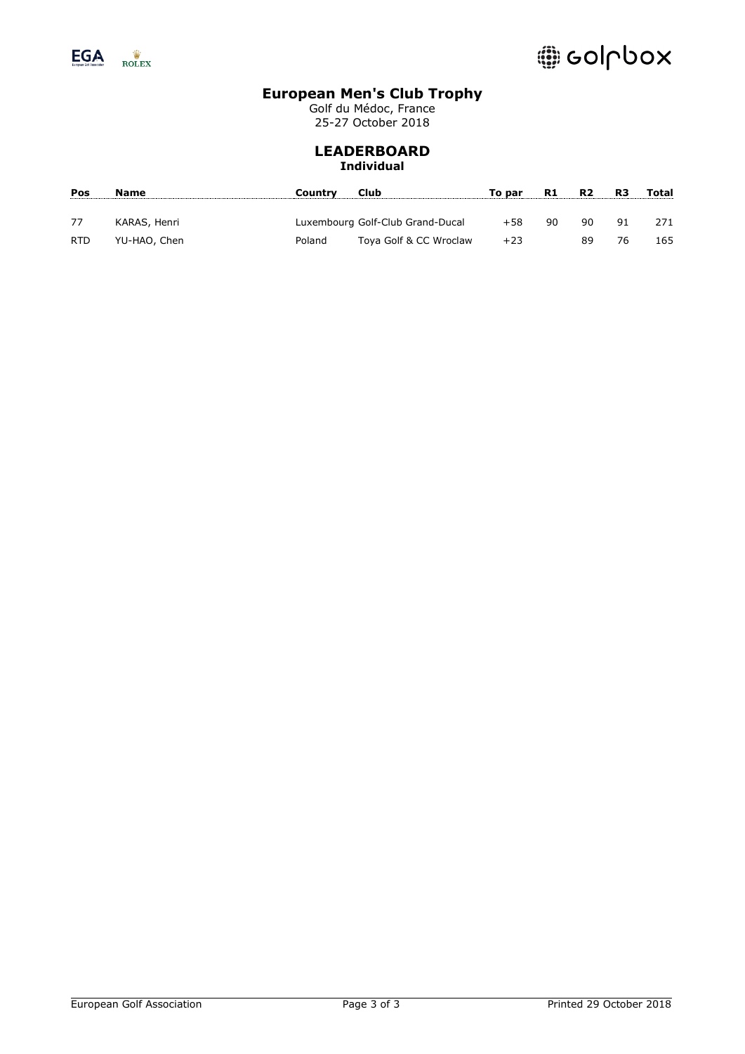# European Men's Club Trophy

Golf du Médoc, France
25-27 October 2018

## LEADERBOARD

### Individual

| Pos | Name | Country | Club | To par | R1 | R2 | R3 | Total |
|---|---|---|---|---|---|---|---|---|
| 77 | KARAS, Henri | Luxembourg | Golf-Club Grand-Ducal | +58 | 90 | 90 | 91 | 271 |
| RTD | YU-HAO, Chen | Poland | Toya Golf & CC Wroclaw | +23 | | 89 | 76 | 165 |

European Golf Association

Printed 29 October 2018